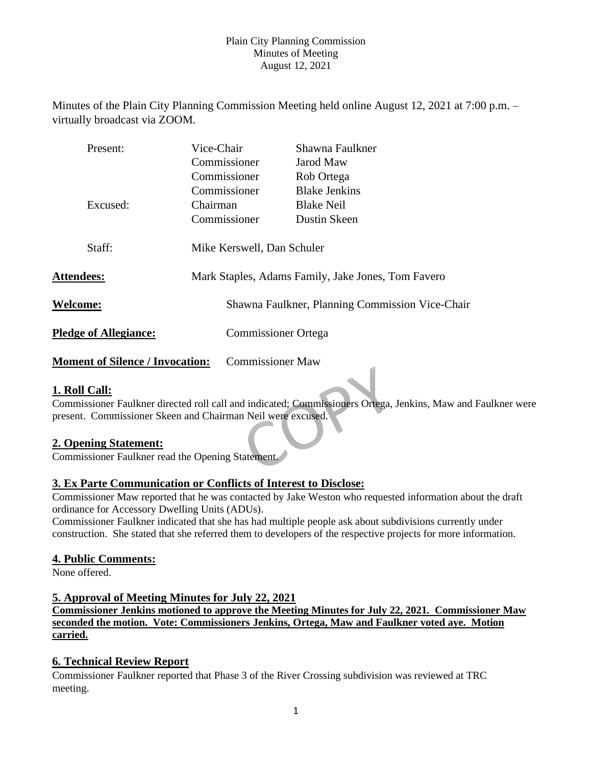Plain City Planning Commission
Minutes of Meeting
August 12, 2021

Minutes of the Plain City Planning Commission Meeting held online August 12, 2021 at 7:00 p.m. – virtually broadcast via ZOOM.

| | | |
|---|---|---|
| Present: | Vice-Chair | Shawna Faulkner |
| | Commissioner | Jarod Maw |
| | Commissioner | Rob Ortega |
| | Commissioner | Blake Jenkins |
| Excused: | Chairman | Blake Neil |
| | Commissioner | Dustin Skeen |
| Staff: | Mike Kerswell, Dan Schuler | |

**Attendees:** Mark Staples, Adams Family, Jake Jones, Tom Favero

**Welcome:** Shawna Faulkner, Planning Commission Vice-Chair

**Pledge of Allegiance:** Commissioner Ortega

**Moment of Silence / Invocation:** Commissioner Maw

## 1. Roll Call:

Commissioner Faulkner directed roll call and indicated; Commissioners Ortega, Jenkins, Maw and Faulkner were present. Commissioner Skeen and Chairman Neil were excused.

## 2. Opening Statement:

Commissioner Faulkner read the Opening Statement.

## 3. Ex Parte Communication or Conflicts of Interest to Disclose:

Commissioner Maw reported that he was contacted by Jake Weston who requested information about the draft ordinance for Accessory Dwelling Units (ADUs).

Commissioner Faulkner indicated that she has had multiple people ask about subdivisions currently under construction. She stated that she referred them to developers of the respective projects for more information.

## 4. Public Comments:

None offered.

## 5. Approval of Meeting Minutes for July 22, 2021

**Commissioner Jenkins motioned to approve the Meeting Minutes for July 22, 2021. Commissioner Maw seconded the motion. Vote: Commissioners Jenkins, Ortega, Maw and Faulkner voted aye. Motion carried.**

## 6. Technical Review Report

Commissioner Faulkner reported that Phase 3 of the River Crossing subdivision was reviewed at TRC meeting.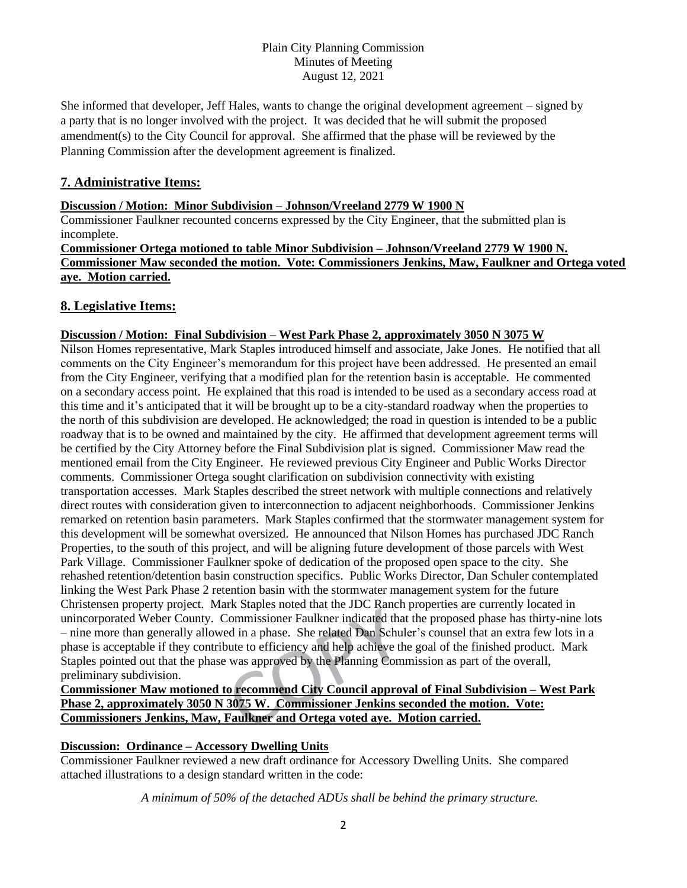She informed that developer, Jeff Hales, wants to change the original development agreement – signed by a party that is no longer involved with the project. It was decided that he will submit the proposed amendment(s) to the City Council for approval. She affirmed that the phase will be reviewed by the Planning Commission after the development agreement is finalized.

## 7. Administrative Items:

**Discussion / Motion: Minor Subdivision – Johnson/Vreeland 2779 W 1900 N**

Commissioner Faulkner recounted concerns expressed by the City Engineer, that the submitted plan is incomplete.

**Commissioner Ortega motioned to table Minor Subdivision – Johnson/Vreeland 2779 W 1900 N. Commissioner Maw seconded the motion. Vote: Commissioners Jenkins, Maw, Faulkner and Ortega voted aye. Motion carried.**

## 8. Legislative Items:

**Discussion / Motion: Final Subdivision – West Park Phase 2, approximately 3050 N 3075 W**

Nilson Homes representative, Mark Staples introduced himself and associate, Jake Jones. He notified that all comments on the City Engineer's memorandum for this project have been addressed. He presented an email from the City Engineer, verifying that a modified plan for the retention basin is acceptable. He commented on a secondary access point. He explained that this road is intended to be used as a secondary access road at this time and it's anticipated that it will be brought up to be a city-standard roadway when the properties to the north of this subdivision are developed. He acknowledged; the road in question is intended to be a public roadway that is to be owned and maintained by the city. He affirmed that development agreement terms will be certified by the City Attorney before the Final Subdivision plat is signed. Commissioner Maw read the mentioned email from the City Engineer. He reviewed previous City Engineer and Public Works Director comments. Commissioner Ortega sought clarification on subdivision connectivity with existing transportation accesses. Mark Staples described the street network with multiple connections and relatively direct routes with consideration given to interconnection to adjacent neighborhoods. Commissioner Jenkins remarked on retention basin parameters. Mark Staples confirmed that the stormwater management system for this development will be somewhat oversized. He announced that Nilson Homes has purchased JDC Ranch Properties, to the south of this project, and will be aligning future development of those parcels with West Park Village. Commissioner Faulkner spoke of dedication of the proposed open space to the city. She rehashed retention/detention basin construction specifics. Public Works Director, Dan Schuler contemplated linking the West Park Phase 2 retention basin with the stormwater management system for the future Christensen property project. Mark Staples noted that the JDC Ranch properties are currently located in unincorporated Weber County. Commissioner Faulkner indicated that the proposed phase has thirty-nine lots – nine more than generally allowed in a phase. She related Dan Schuler's counsel that an extra few lots in a phase is acceptable if they contribute to efficiency and help achieve the goal of the finished product. Mark Staples pointed out that the phase was approved by the Planning Commission as part of the overall, preliminary subdivision.

**Commissioner Maw motioned to recommend City Council approval of Final Subdivision – West Park Phase 2, approximately 3050 N 3075 W. Commissioner Jenkins seconded the motion. Vote: Commissioners Jenkins, Maw, Faulkner and Ortega voted aye. Motion carried.**

**Discussion: Ordinance – Accessory Dwelling Units**

Commissioner Faulkner reviewed a new draft ordinance for Accessory Dwelling Units. She compared attached illustrations to a design standard written in the code:

*A minimum of 50% of the detached ADUs shall be behind the primary structure.*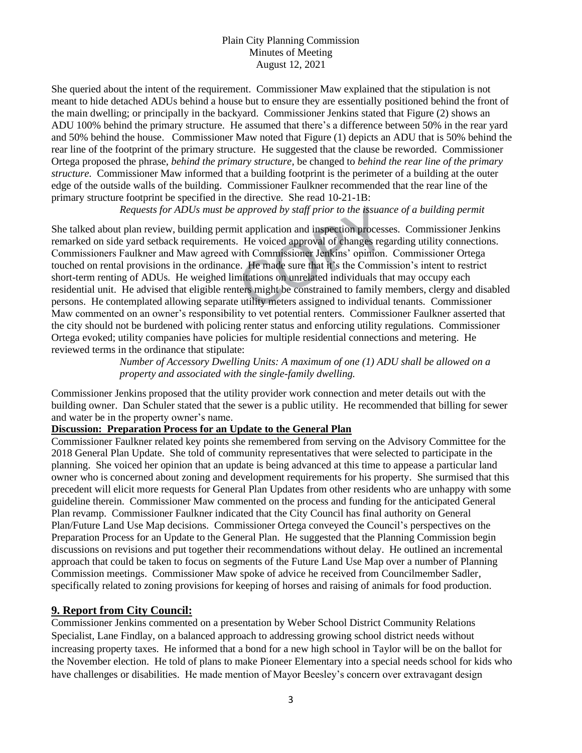She queried about the intent of the requirement. Commissioner Maw explained that the stipulation is not meant to hide detached ADUs behind a house but to ensure they are essentially positioned behind the front of the main dwelling; or principally in the backyard. Commissioner Jenkins stated that Figure (2) shows an ADU 100% behind the primary structure. He assumed that there's a difference between 50% in the rear yard and 50% behind the house. Commissioner Maw noted that Figure (1) depicts an ADU that is 50% behind the rear line of the footprint of the primary structure. He suggested that the clause be reworded. Commissioner Ortega proposed the phrase, *behind the primary structure,* be changed to *behind the rear line of the primary structure*. Commissioner Maw informed that a building footprint is the perimeter of a building at the outer edge of the outside walls of the building. Commissioner Faulkner recommended that the rear line of the primary structure footprint be specified in the directive. She read 10-21-1B:

> *Requests for ADUs must be approved by staff prior to the issuance of a building permit*

She talked about plan review, building permit application and inspection processes. Commissioner Jenkins remarked on side yard setback requirements. He voiced approval of changes regarding utility connections. Commissioners Faulkner and Maw agreed with Commissioner Jenkins' opinion. Commissioner Ortega touched on rental provisions in the ordinance. He made sure that it's the Commission's intent to restrict short-term renting of ADUs. He weighed limitations on unrelated individuals that may occupy each residential unit. He advised that eligible renters might be constrained to family members, clergy and disabled persons. He contemplated allowing separate utility meters assigned to individual tenants. Commissioner Maw commented on an owner's responsibility to vet potential renters. Commissioner Faulkner asserted that the city should not be burdened with policing renter status and enforcing utility regulations. Commissioner Ortega evoked; utility companies have policies for multiple residential connections and metering. He reviewed terms in the ordinance that stipulate:

> *Number of Accessory Dwelling Units: A maximum of one (1) ADU shall be allowed on a property and associated with the single-family dwelling.*

Commissioner Jenkins proposed that the utility provider work connection and meter details out with the building owner. Dan Schuler stated that the sewer is a public utility. He recommended that billing for sewer and water be in the property owner's name.

**Discussion: Preparation Process for an Update to the General Plan**

Commissioner Faulkner related key points she remembered from serving on the Advisory Committee for the 2018 General Plan Update. She told of community representatives that were selected to participate in the planning. She voiced her opinion that an update is being advanced at this time to appease a particular land owner who is concerned about zoning and development requirements for his property. She surmised that this precedent will elicit more requests for General Plan Updates from other residents who are unhappy with some guideline therein. Commissioner Maw commented on the process and funding for the anticipated General Plan revamp. Commissioner Faulkner indicated that the City Council has final authority on General Plan/Future Land Use Map decisions. Commissioner Ortega conveyed the Council's perspectives on the Preparation Process for an Update to the General Plan. He suggested that the Planning Commission begin discussions on revisions and put together their recommendations without delay. He outlined an incremental approach that could be taken to focus on segments of the Future Land Use Map over a number of Planning Commission meetings. Commissioner Maw spoke of advice he received from Councilmember Sadler, specifically related to zoning provisions for keeping of horses and raising of animals for food production.

## 9. Report from City Council:

Commissioner Jenkins commented on a presentation by Weber School District Community Relations Specialist, Lane Findlay, on a balanced approach to addressing growing school district needs without increasing property taxes. He informed that a bond for a new high school in Taylor will be on the ballot for the November election. He told of plans to make Pioneer Elementary into a special needs school for kids who have challenges or disabilities. He made mention of Mayor Beesley's concern over extravagant design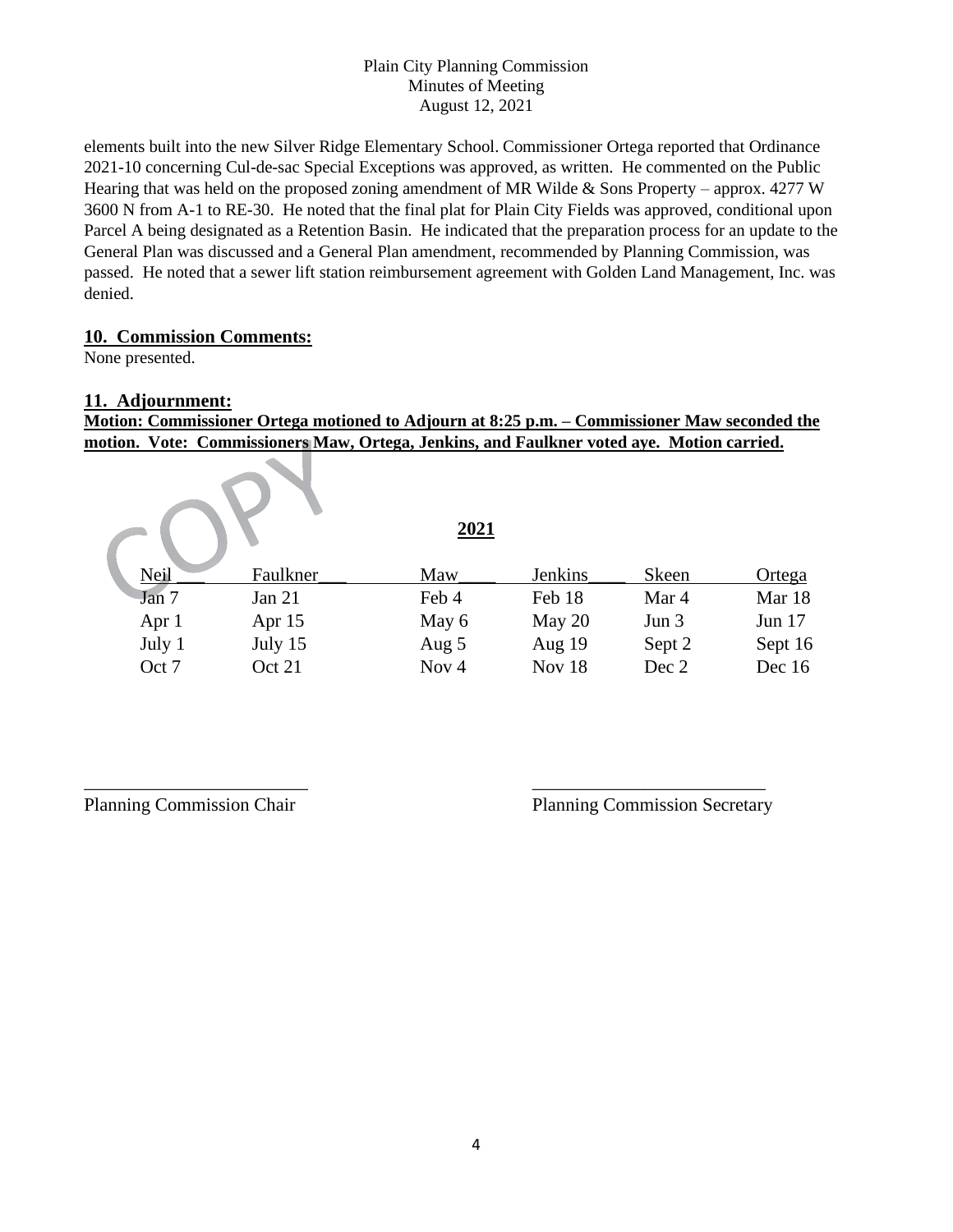elements built into the new Silver Ridge Elementary School. Commissioner Ortega reported that Ordinance 2021-10 concerning Cul-de-sac Special Exceptions was approved, as written. He commented on the Public Hearing that was held on the proposed zoning amendment of MR Wilde & Sons Property – approx. 4277 W 3600 N from A-1 to RE-30. He noted that the final plat for Plain City Fields was approved, conditional upon Parcel A being designated as a Retention Basin. He indicated that the preparation process for an update to the General Plan was discussed and a General Plan amendment, recommended by Planning Commission, was passed. He noted that a sewer lift station reimbursement agreement with Golden Land Management, Inc. was denied.

## 10. Commission Comments:

None presented.

## 11. Adjournment:

**Motion: Commissioner Ortega motioned to Adjourn at 8:25 p.m. – Commissioner Maw seconded the motion. Vote: Commissioners Maw, Ortega, Jenkins, and Faulkner voted aye. Motion carried.**

COPY

**2021**

| Neil ___ | Faulkner___ | Maw____ | Jenkins____ | Skeen | Ortega |
|---|---|---|---|---|---|
| Jan 7 | Jan 21 | Feb 4 | Feb 18 | Mar 4 | Mar 18 |
| Apr 1 | Apr 15 | May 6 | May 20 | Jun 3 | Jun 17 |
| July 1 | July 15 | Aug 5 | Aug 19 | Sept 2 | Sept 16 |
| Oct 7 | Oct 21 | Nov 4 | Nov 18 | Dec 2 | Dec 16 |

________________________ ________________________

Planning Commission Chair Planning Commission Secretary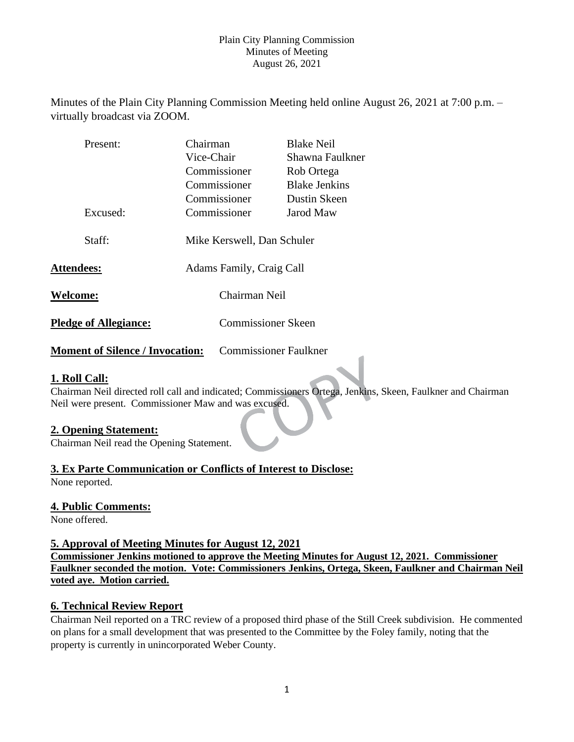Plain City Planning Commission
Minutes of Meeting
August 26, 2021

Minutes of the Plain City Planning Commission Meeting held online August 26, 2021 at 7:00 p.m. – virtually broadcast via ZOOM.

| | | |
|---|---|---|
| Present: | Chairman | Blake Neil |
| | Vice-Chair | Shawna Faulkner |
| | Commissioner | Rob Ortega |
| | Commissioner | Blake Jenkins |
| | Commissioner | Dustin Skeen |
| Excused: | Commissioner | Jarod Maw |
| Staff: | Mike Kerswell, Dan Schuler | |

**Attendees:** Adams Family, Craig Call

**Welcome:** Chairman Neil

**Pledge of Allegiance:** Commissioner Skeen

**Moment of Silence / Invocation:** Commissioner Faulkner

## 1. Roll Call:

Chairman Neil directed roll call and indicated; Commissioners Ortega, Jenkins, Skeen, Faulkner and Chairman Neil were present. Commissioner Maw and was excused.

## 2. Opening Statement:

Chairman Neil read the Opening Statement.

## 3. Ex Parte Communication or Conflicts of Interest to Disclose:

None reported.

## 4. Public Comments:

None offered.

## 5. Approval of Meeting Minutes for August 12, 2021

**Commissioner Jenkins motioned to approve the Meeting Minutes for August 12, 2021. Commissioner Faulkner seconded the motion. Vote: Commissioners Jenkins, Ortega, Skeen, Faulkner and Chairman Neil voted aye. Motion carried.**

## 6. Technical Review Report

Chairman Neil reported on a TRC review of a proposed third phase of the Still Creek subdivision. He commented on plans for a small development that was presented to the Committee by the Foley family, noting that the property is currently in unincorporated Weber County.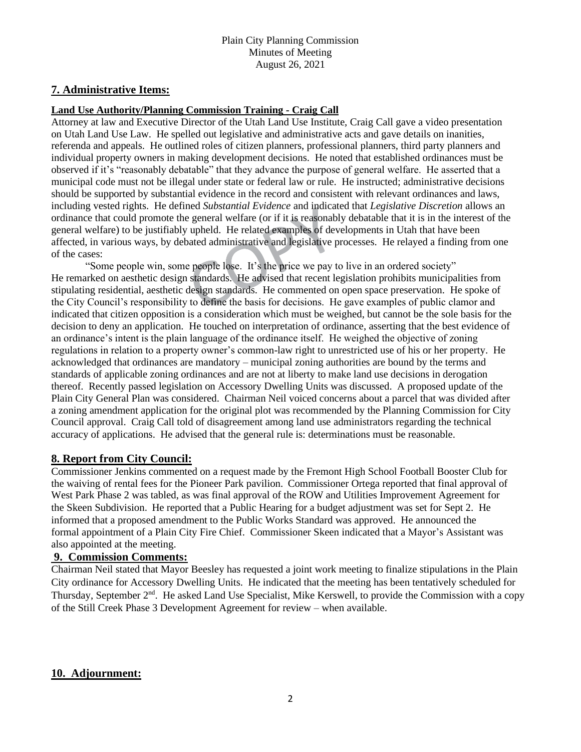## 7. Administrative Items:

**Land Use Authority/Planning Commission Training - Craig Call**

Attorney at law and Executive Director of the Utah Land Use Institute, Craig Call gave a video presentation on Utah Land Use Law. He spelled out legislative and administrative acts and gave details on inanities, referenda and appeals. He outlined roles of citizen planners, professional planners, third party planners and individual property owners in making development decisions. He noted that established ordinances must be observed if it's "reasonably debatable" that they advance the purpose of general welfare. He asserted that a municipal code must not be illegal under state or federal law or rule. He instructed; administrative decisions should be supported by substantial evidence in the record and consistent with relevant ordinances and laws, including vested rights. He defined *Substantial Evidence* and indicated that *Legislative Discretion* allows an ordinance that could promote the general welfare (or if it is reasonably debatable that it is in the interest of the general welfare) to be justifiably upheld. He related examples of developments in Utah that have been affected, in various ways, by debated administrative and legislative processes. He relayed a finding from one of the cases:

"Some people win, some people lose. It's the price we pay to live in an ordered society"

He remarked on aesthetic design standards. He advised that recent legislation prohibits municipalities from stipulating residential, aesthetic design standards. He commented on open space preservation. He spoke of the City Council's responsibility to define the basis for decisions. He gave examples of public clamor and indicated that citizen opposition is a consideration which must be weighed, but cannot be the sole basis for the decision to deny an application. He touched on interpretation of ordinance, asserting that the best evidence of an ordinance's intent is the plain language of the ordinance itself. He weighed the objective of zoning regulations in relation to a property owner's common-law right to unrestricted use of his or her property. He acknowledged that ordinances are mandatory – municipal zoning authorities are bound by the terms and standards of applicable zoning ordinances and are not at liberty to make land use decisions in derogation thereof. Recently passed legislation on Accessory Dwelling Units was discussed. A proposed update of the Plain City General Plan was considered. Chairman Neil voiced concerns about a parcel that was divided after a zoning amendment application for the original plot was recommended by the Planning Commission for City Council approval. Craig Call told of disagreement among land use administrators regarding the technical accuracy of applications. He advised that the general rule is: determinations must be reasonable.

## 8. Report from City Council:

Commissioner Jenkins commented on a request made by the Fremont High School Football Booster Club for the waiving of rental fees for the Pioneer Park pavilion. Commissioner Ortega reported that final approval of West Park Phase 2 was tabled, as was final approval of the ROW and Utilities Improvement Agreement for the Skeen Subdivision. He reported that a Public Hearing for a budget adjustment was set for Sept 2. He informed that a proposed amendment to the Public Works Standard was approved. He announced the formal appointment of a Plain City Fire Chief. Commissioner Skeen indicated that a Mayor's Assistant was also appointed at the meeting.

## 9. Commission Comments:

Chairman Neil stated that Mayor Beesley has requested a joint work meeting to finalize stipulations in the Plain City ordinance for Accessory Dwelling Units. He indicated that the meeting has been tentatively scheduled for Thursday, September 2nd. He asked Land Use Specialist, Mike Kerswell, to provide the Commission with a copy of the Still Creek Phase 3 Development Agreement for review – when available.

## 10. Adjournment: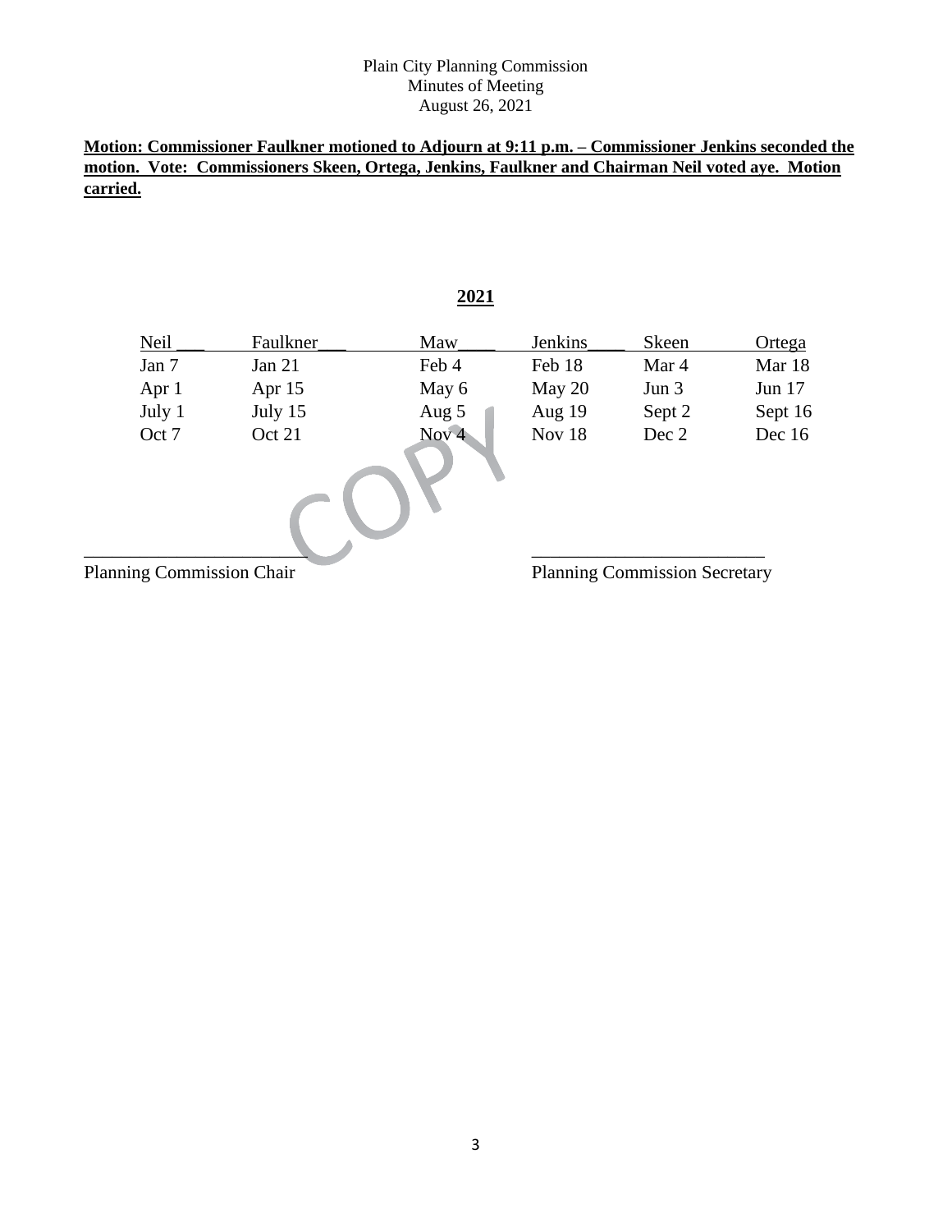Plain City Planning Commission
Minutes of Meeting
August 26, 2021

**Motion: Commissioner Faulkner motioned to Adjourn at 9:11 p.m. – Commissioner Jenkins seconded the motion. Vote: Commissioners Skeen, Ortega, Jenkins, Faulkner and Chairman Neil voted aye. Motion carried.**

**2021**

| Neil ___ | Faulkner___ | Maw____ | Jenkins____ | Skeen | Ortega |
|---|---|---|---|---|---|
| Jan 7 | Jan 21 | Feb 4 | Feb 18 | Mar 4 | Mar 18 |
| Apr 1 | Apr 15 | May 6 | May 20 | Jun 3 | Jun 17 |
| July 1 | July 15 | Aug 5 | Aug 19 | Sept 2 | Sept 16 |
| Oct 7 | Oct 21 | Nov 4 | Nov 18 | Dec 2 | Dec 16 |

COPY

________________________
Planning Commission Chair

________________________
Planning Commission Secretary